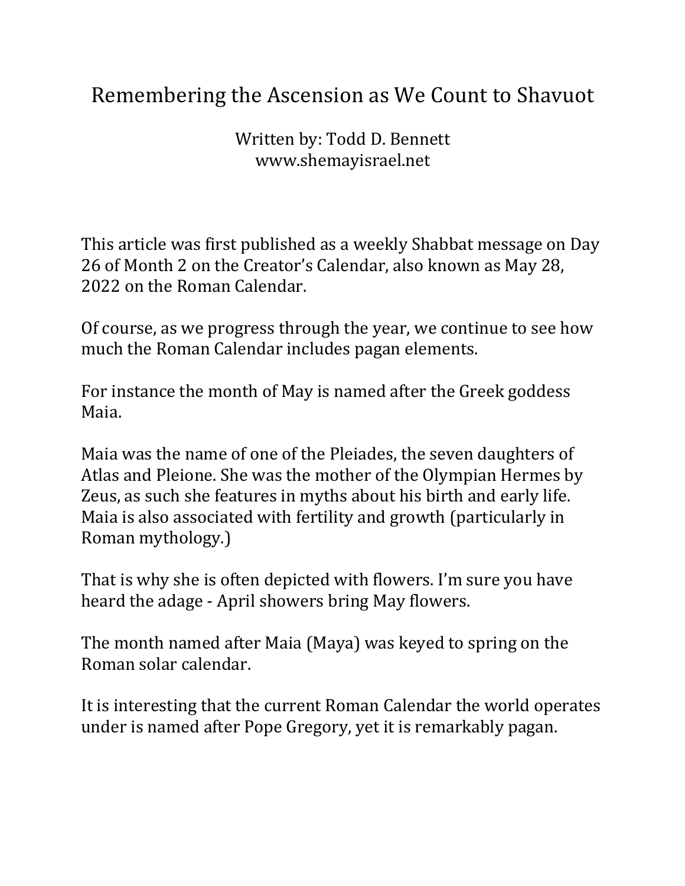# Remembering the Ascension as We Count to Shavuot

Written by: Todd D. Bennett
www.shemayisrael.net

This article was first published as a weekly Shabbat message on Day 26 of Month 2 on the Creator's Calendar, also known as May 28, 2022 on the Roman Calendar.

Of course, as we progress through the year, we continue to see how much the Roman Calendar includes pagan elements.

For instance the month of May is named after the Greek goddess Maia.

Maia was the name of one of the Pleiades, the seven daughters of Atlas and Pleione. She was the mother of the Olympian Hermes by Zeus, as such she features in myths about his birth and early life. Maia is also associated with fertility and growth (particularly in Roman mythology.)

That is why she is often depicted with flowers. I'm sure you have heard the adage - April showers bring May flowers.

The month named after Maia (Maya) was keyed to spring on the Roman solar calendar.

It is interesting that the current Roman Calendar the world operates under is named after Pope Gregory, yet it is remarkably pagan.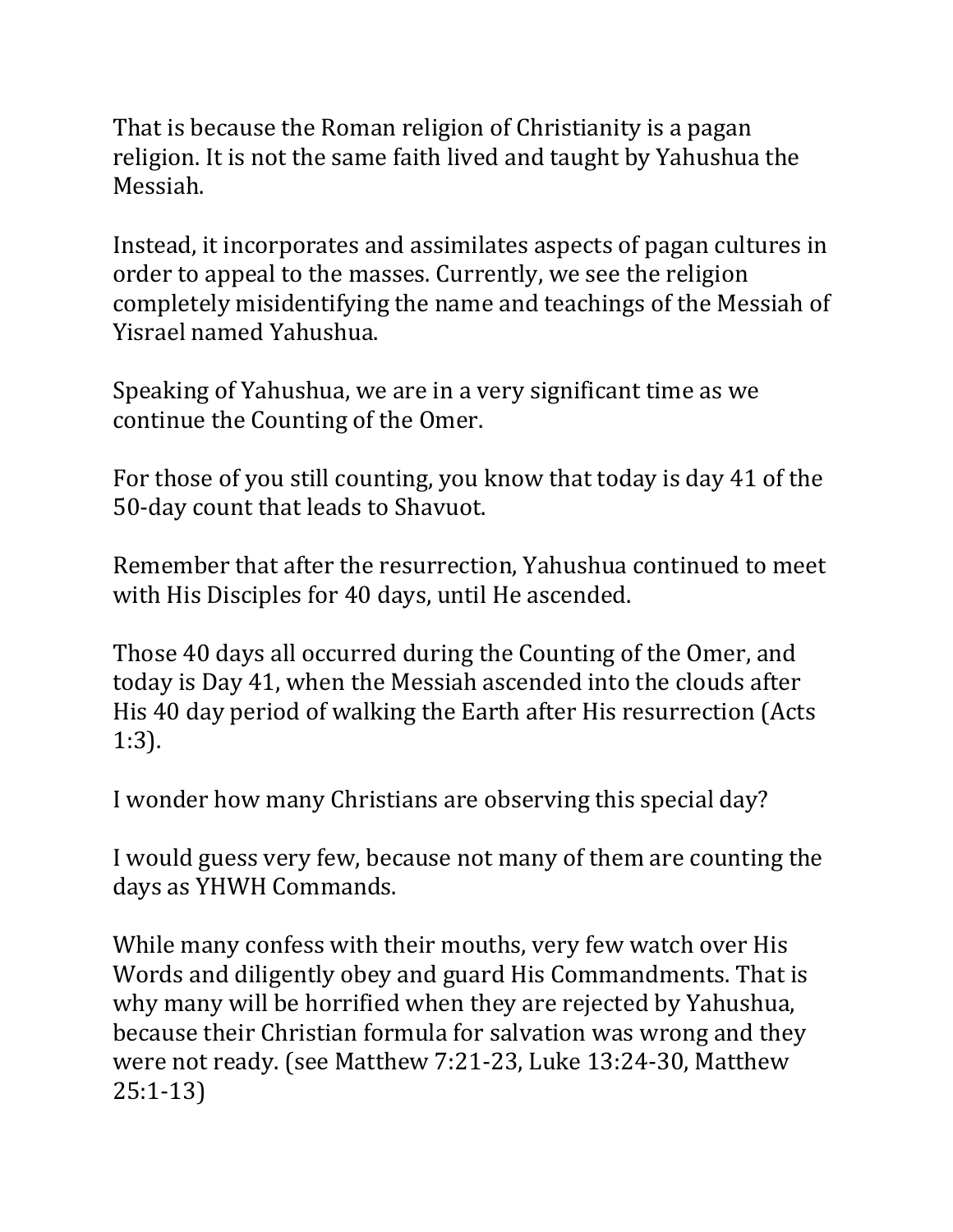That is because the Roman religion of Christianity is a pagan religion. It is not the same faith lived and taught by Yahushua the Messiah.

Instead, it incorporates and assimilates aspects of pagan cultures in order to appeal to the masses. Currently, we see the religion completely misidentifying the name and teachings of the Messiah of Yisrael named Yahushua.

Speaking of Yahushua, we are in a very significant time as we continue the Counting of the Omer.

For those of you still counting, you know that today is day 41 of the 50-day count that leads to Shavuot.

Remember that after the resurrection, Yahushua continued to meet with His Disciples for 40 days, until He ascended.

Those 40 days all occurred during the Counting of the Omer, and today is Day 41, when the Messiah ascended into the clouds after His 40 day period of walking the Earth after His resurrection (Acts 1:3).

I wonder how many Christians are observing this special day?

I would guess very few, because not many of them are counting the days as YHWH Commands.

While many confess with their mouths, very few watch over His Words and diligently obey and guard His Commandments. That is why many will be horrified when they are rejected by Yahushua, because their Christian formula for salvation was wrong and they were not ready. (see Matthew 7:21-23, Luke 13:24-30, Matthew 25:1-13)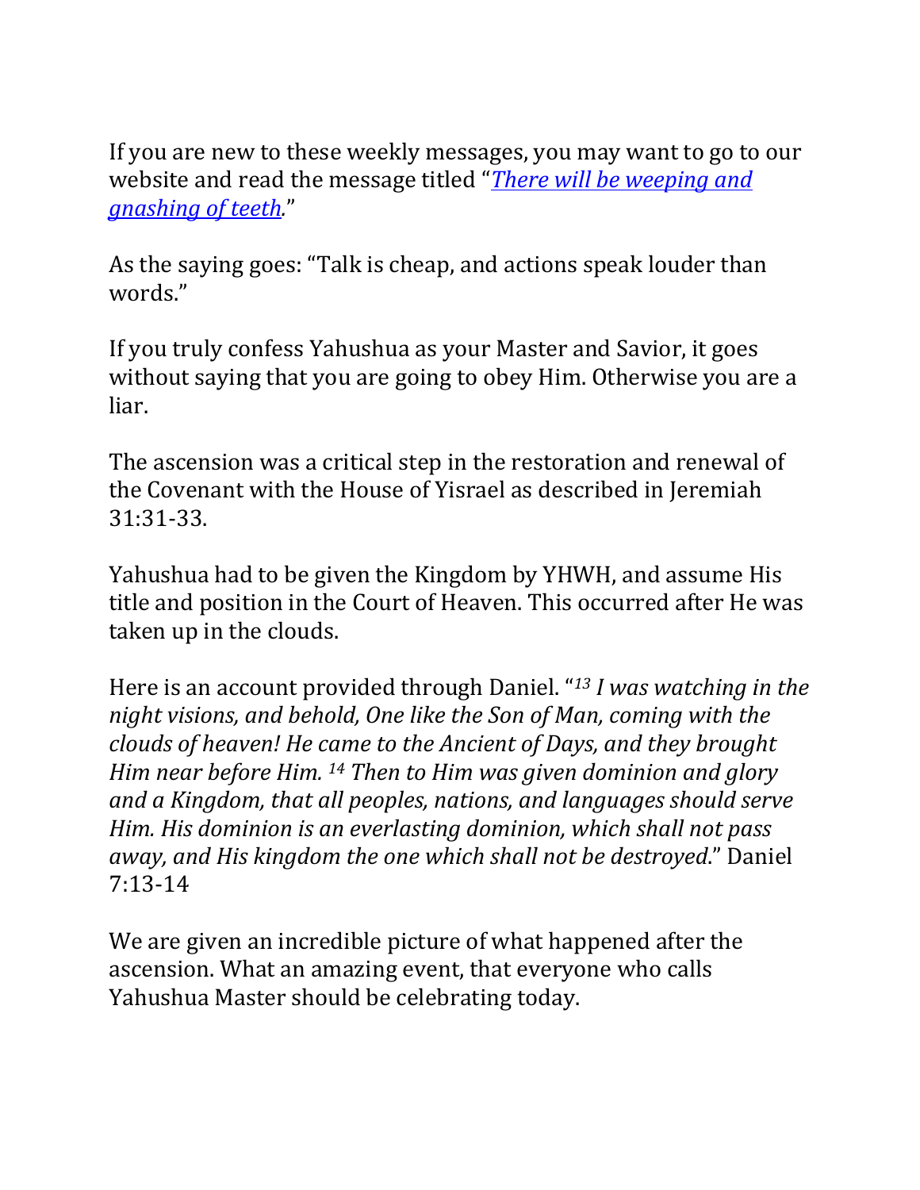If you are new to these weekly messages, you may want to go to our website and read the message titled "*[There will be weeping and gnashing of teeth](#).*"

As the saying goes: "Talk is cheap, and actions speak louder than words."

If you truly confess Yahushua as your Master and Savior, it goes without saying that you are going to obey Him. Otherwise you are a liar.

The ascension was a critical step in the restoration and renewal of the Covenant with the House of Yisrael as described in Jeremiah 31:31-33.

Yahushua had to be given the Kingdom by YHWH, and assume His title and position in the Court of Heaven. This occurred after He was taken up in the clouds.

Here is an account provided through Daniel. "[13] *I was watching in the night visions, and behold, One like the Son of Man, coming with the clouds of heaven! He came to the Ancient of Days, and they brought Him near before Him.* [14] *Then to Him was given dominion and glory and a Kingdom, that all peoples, nations, and languages should serve Him. His dominion is an everlasting dominion, which shall not pass away, and His kingdom the one which shall not be destroyed*." Daniel 7:13-14

We are given an incredible picture of what happened after the ascension. What an amazing event, that everyone who calls Yahushua Master should be celebrating today.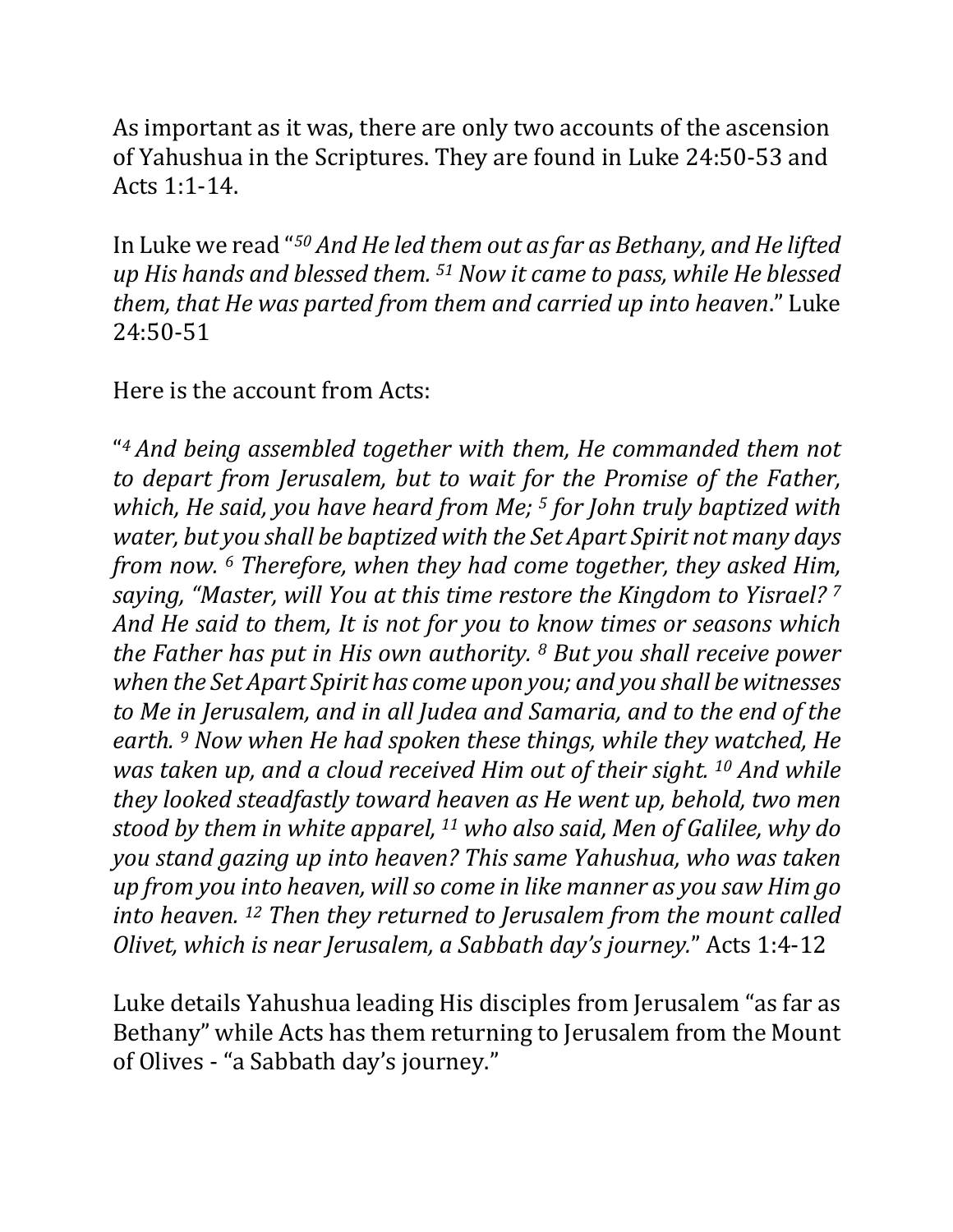As important as it was, there are only two accounts of the ascension of Yahushua in the Scriptures. They are found in Luke 24:50-53 and Acts 1:1-14.

In Luke we read "[50] *And He led them out as far as Bethany, and He lifted up His hands and blessed them.* [51] *Now it came to pass, while He blessed them, that He was parted from them and carried up into heaven*." Luke 24:50-51

Here is the account from Acts:

"[4] *And being assembled together with them, He commanded them not to depart from Jerusalem, but to wait for the Promise of the Father, which, He said, you have heard from Me;* [5] *for John truly baptized with water, but you shall be baptized with the Set Apart Spirit not many days from now.* [6] *Therefore, when they had come together, they asked Him, saying, "Master, will You at this time restore the Kingdom to Yisrael?* [7] *And He said to them, It is not for you to know times or seasons which the Father has put in His own authority.* [8] *But you shall receive power when the Set Apart Spirit has come upon you; and you shall be witnesses to Me in Jerusalem, and in all Judea and Samaria, and to the end of the earth.* [9] *Now when He had spoken these things, while they watched, He was taken up, and a cloud received Him out of their sight.* [10] *And while they looked steadfastly toward heaven as He went up, behold, two men stood by them in white apparel,* [11] *who also said, Men of Galilee, why do you stand gazing up into heaven? This same Yahushua, who was taken up from you into heaven, will so come in like manner as you saw Him go into heaven.* [12] *Then they returned to Jerusalem from the mount called Olivet, which is near Jerusalem, a Sabbath day's journey.*" Acts 1:4-12

Luke details Yahushua leading His disciples from Jerusalem "as far as Bethany" while Acts has them returning to Jerusalem from the Mount of Olives - "a Sabbath day's journey."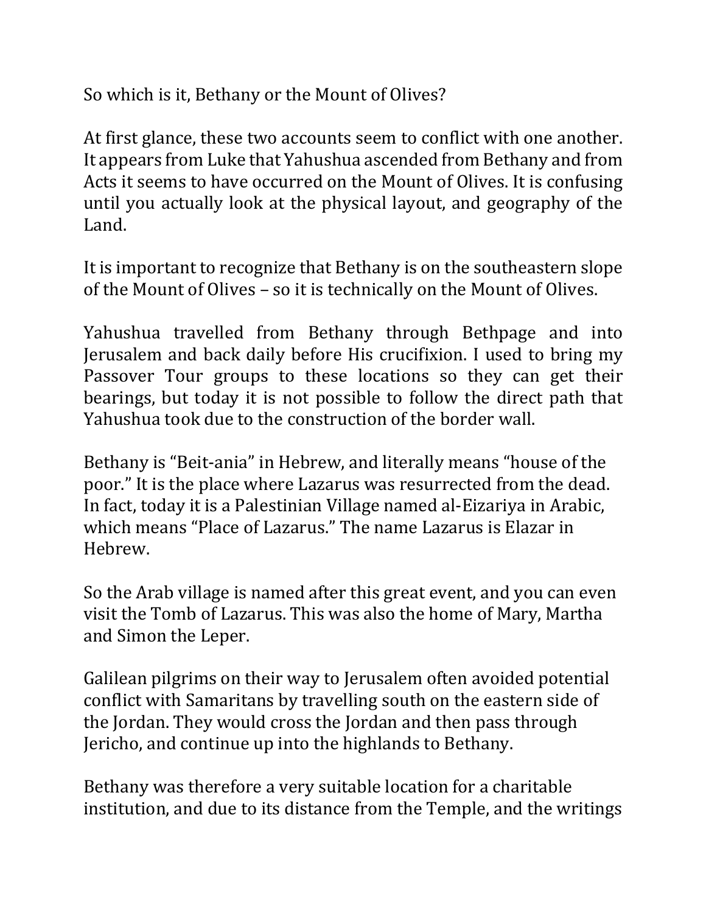So which is it, Bethany or the Mount of Olives?

At first glance, these two accounts seem to conflict with one another. It appears from Luke that Yahushua ascended from Bethany and from Acts it seems to have occurred on the Mount of Olives. It is confusing until you actually look at the physical layout, and geography of the Land.

It is important to recognize that Bethany is on the southeastern slope of the Mount of Olives – so it is technically on the Mount of Olives.

Yahushua travelled from Bethany through Bethpage and into Jerusalem and back daily before His crucifixion. I used to bring my Passover Tour groups to these locations so they can get their bearings, but today it is not possible to follow the direct path that Yahushua took due to the construction of the border wall.

Bethany is "Beit-ania" in Hebrew, and literally means "house of the poor." It is the place where Lazarus was resurrected from the dead. In fact, today it is a Palestinian Village named al-Eizariya in Arabic, which means "Place of Lazarus." The name Lazarus is Elazar in Hebrew.

So the Arab village is named after this great event, and you can even visit the Tomb of Lazarus. This was also the home of Mary, Martha and Simon the Leper.

Galilean pilgrims on their way to Jerusalem often avoided potential conflict with Samaritans by travelling south on the eastern side of the Jordan. They would cross the Jordan and then pass through Jericho, and continue up into the highlands to Bethany.

Bethany was therefore a very suitable location for a charitable institution, and due to its distance from the Temple, and the writings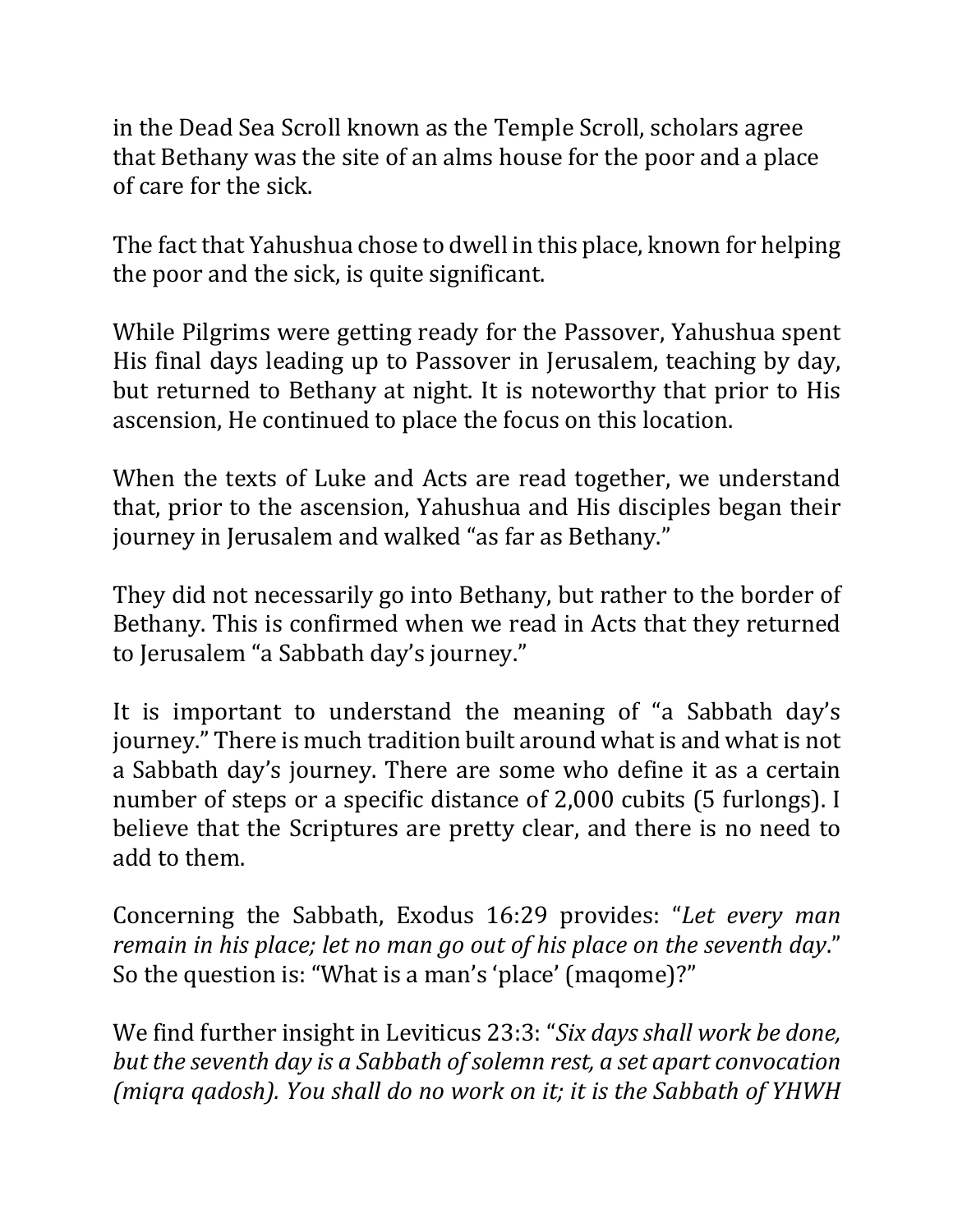in the Dead Sea Scroll known as the Temple Scroll, scholars agree that Bethany was the site of an alms house for the poor and a place of care for the sick.

The fact that Yahushua chose to dwell in this place, known for helping the poor and the sick, is quite significant.

While Pilgrims were getting ready for the Passover, Yahushua spent His final days leading up to Passover in Jerusalem, teaching by day, but returned to Bethany at night. It is noteworthy that prior to His ascension, He continued to place the focus on this location.

When the texts of Luke and Acts are read together, we understand that, prior to the ascension, Yahushua and His disciples began their journey in Jerusalem and walked "as far as Bethany."

They did not necessarily go into Bethany, but rather to the border of Bethany. This is confirmed when we read in Acts that they returned to Jerusalem "a Sabbath day's journey."

It is important to understand the meaning of "a Sabbath day's journey." There is much tradition built around what is and what is not a Sabbath day's journey. There are some who define it as a certain number of steps or a specific distance of 2,000 cubits (5 furlongs). I believe that the Scriptures are pretty clear, and there is no need to add to them.

Concerning the Sabbath, Exodus 16:29 provides: "*Let every man remain in his place; let no man go out of his place on the seventh day*." So the question is: "What is a man's 'place' (maqome)?"

We find further insight in Leviticus 23:3: "*Six days shall work be done, but the seventh day is a Sabbath of solemn rest, a set apart convocation (miqra qadosh). You shall do no work on it; it is the Sabbath of YHWH*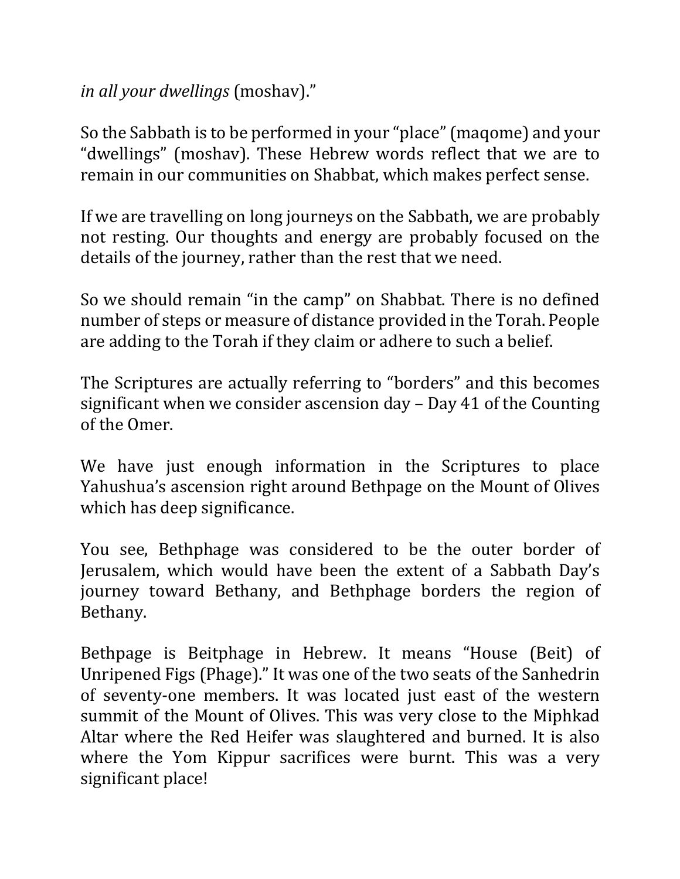*in all your dwellings* (moshav)."

So the Sabbath is to be performed in your "place" (maqome) and your "dwellings" (moshav). These Hebrew words reflect that we are to remain in our communities on Shabbat, which makes perfect sense.

If we are travelling on long journeys on the Sabbath, we are probably not resting. Our thoughts and energy are probably focused on the details of the journey, rather than the rest that we need.

So we should remain "in the camp" on Shabbat. There is no defined number of steps or measure of distance provided in the Torah. People are adding to the Torah if they claim or adhere to such a belief.

The Scriptures are actually referring to "borders" and this becomes significant when we consider ascension day – Day 41 of the Counting of the Omer.

We have just enough information in the Scriptures to place Yahushua's ascension right around Bethpage on the Mount of Olives which has deep significance.

You see, Bethphage was considered to be the outer border of Jerusalem, which would have been the extent of a Sabbath Day's journey toward Bethany, and Bethphage borders the region of Bethany.

Bethpage is Beitphage in Hebrew. It means "House (Beit) of Unripened Figs (Phage)." It was one of the two seats of the Sanhedrin of seventy-one members. It was located just east of the western summit of the Mount of Olives. This was very close to the Miphkad Altar where the Red Heifer was slaughtered and burned. It is also where the Yom Kippur sacrifices were burnt. This was a very significant place!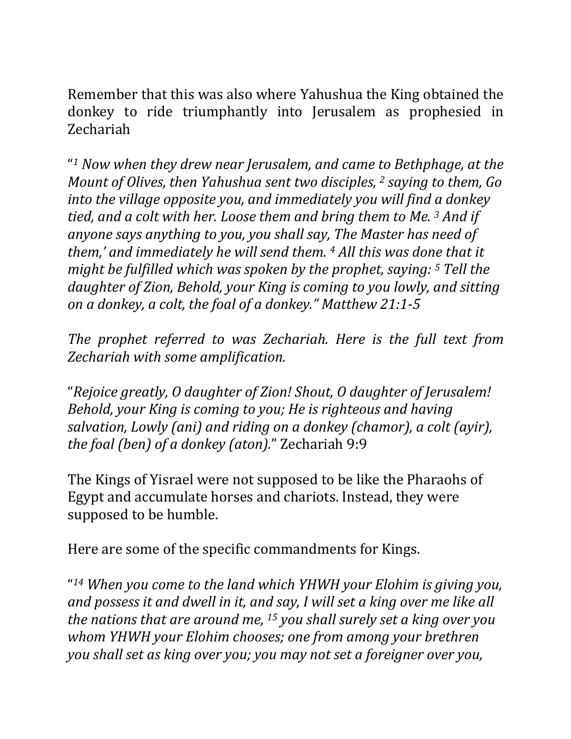Remember that this was also where Yahushua the King obtained the donkey to ride triumphantly into Jerusalem as prophesied in Zechariah

"[1] *Now when they drew near Jerusalem, and came to Bethphage, at the Mount of Olives, then Yahushua sent two disciples,* [2] *saying to them, Go into the village opposite you, and immediately you will find a donkey tied, and a colt with her. Loose them and bring them to Me.* [3] *And if anyone says anything to you, you shall say, The Master has need of them,' and immediately he will send them.* [4] *All this was done that it might be fulfilled which was spoken by the prophet, saying:* [5] *Tell the daughter of Zion, Behold, your King is coming to you lowly, and sitting on a donkey, a colt, the foal of a donkey." Matthew 21:1-5*

*The prophet referred to was Zechariah. Here is the full text from Zechariah with some amplification.*

"*Rejoice greatly, O daughter of Zion! Shout, O daughter of Jerusalem! Behold, your King is coming to you; He is righteous and having salvation, Lowly (ani) and riding on a donkey (chamor), a colt (ayir), the foal (ben) of a donkey (aton).*" Zechariah 9:9

The Kings of Yisrael were not supposed to be like the Pharaohs of Egypt and accumulate horses and chariots. Instead, they were supposed to be humble.

Here are some of the specific commandments for Kings.

"[14] *When you come to the land which YHWH your Elohim is giving you, and possess it and dwell in it, and say, I will set a king over me like all the nations that are around me,* [15] *you shall surely set a king over you whom YHWH your Elohim chooses; one from among your brethren you shall set as king over you; you may not set a foreigner over you,*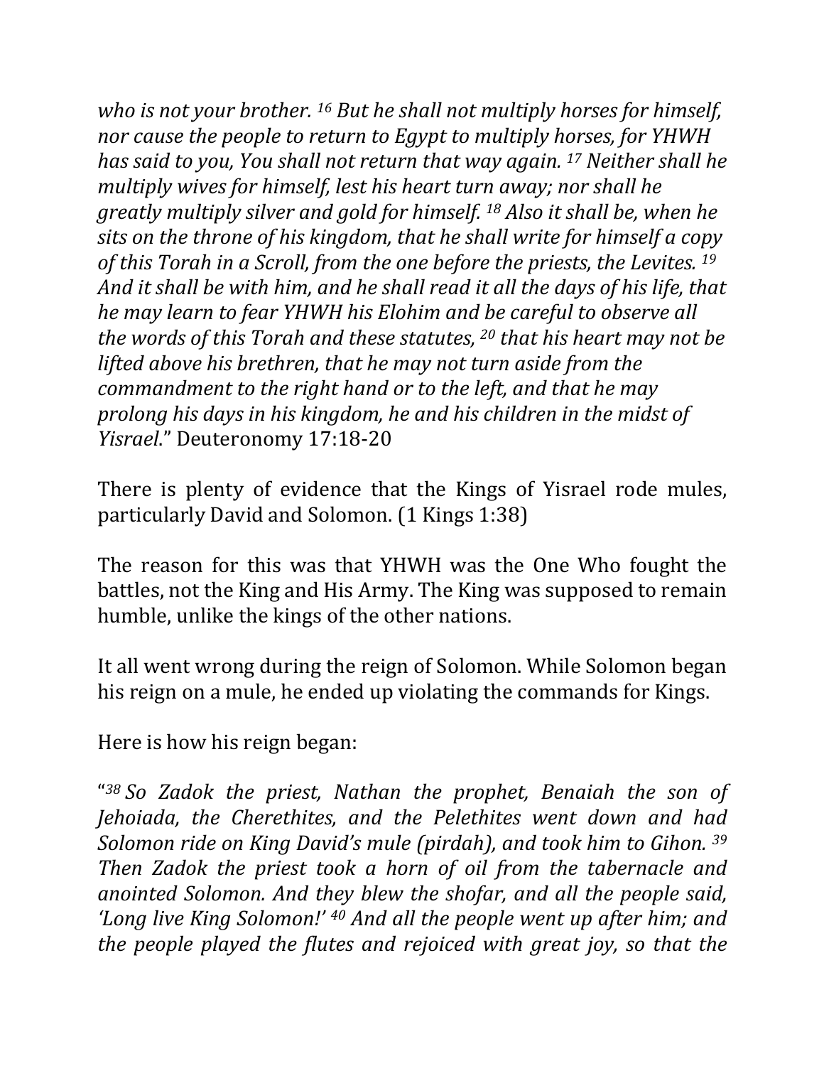*who is not your brother. [16] But he shall not multiply horses for himself, nor cause the people to return to Egypt to multiply horses, for YHWH has said to you, You shall not return that way again. [17] Neither shall he multiply wives for himself, lest his heart turn away; nor shall he greatly multiply silver and gold for himself. [18] Also it shall be, when he sits on the throne of his kingdom, that he shall write for himself a copy of this Torah in a Scroll, from the one before the priests, the Levites. [19] And it shall be with him, and he shall read it all the days of his life, that he may learn to fear YHWH his Elohim and be careful to observe all the words of this Torah and these statutes, [20] that his heart may not be lifted above his brethren, that he may not turn aside from the commandment to the right hand or to the left, and that he may prolong his days in his kingdom, he and his children in the midst of Yisrael.*" Deuteronomy 17:18-20

There is plenty of evidence that the Kings of Yisrael rode mules, particularly David and Solomon. (1 Kings 1:38)

The reason for this was that YHWH was the One Who fought the battles, not the King and His Army. The King was supposed to remain humble, unlike the kings of the other nations.

It all went wrong during the reign of Solomon. While Solomon began his reign on a mule, he ended up violating the commands for Kings.

Here is how his reign began:

"*[38] So Zadok the priest, Nathan the prophet, Benaiah the son of Jehoiada, the Cherethites, and the Pelethites went down and had Solomon ride on King David's mule (pirdah), and took him to Gihon. [39] Then Zadok the priest took a horn of oil from the tabernacle and anointed Solomon. And they blew the shofar, and all the people said, 'Long live King Solomon!' [40] And all the people went up after him; and the people played the flutes and rejoiced with great joy, so that the*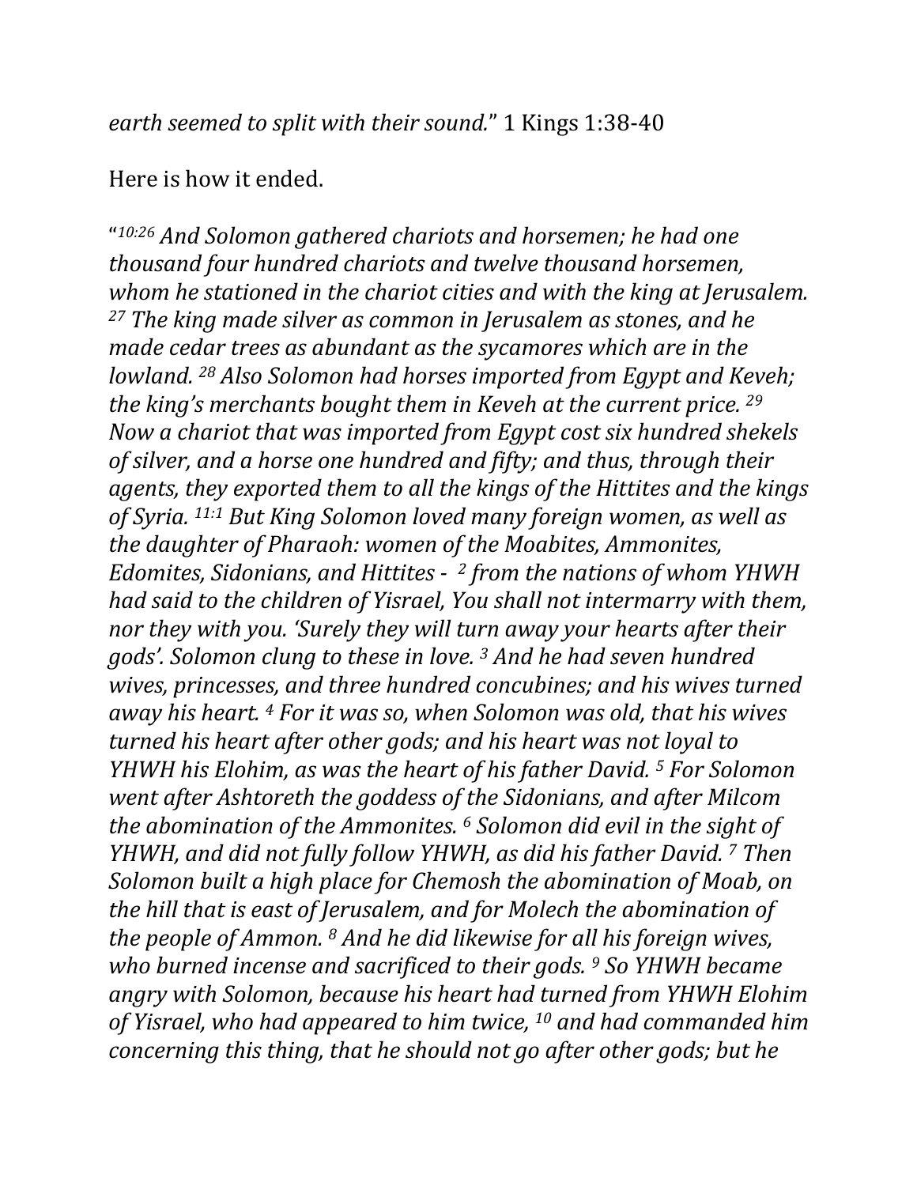*earth seemed to split with their sound.*" 1 Kings 1:38-40

Here is how it ended.

"[10:26] *And Solomon gathered chariots and horsemen; he had one thousand four hundred chariots and twelve thousand horsemen, whom he stationed in the chariot cities and with the king at Jerusalem.* [27] *The king made silver as common in Jerusalem as stones, and he made cedar trees as abundant as the sycamores which are in the lowland.* [28] *Also Solomon had horses imported from Egypt and Keveh; the king's merchants bought them in Keveh at the current price.* [29] *Now a chariot that was imported from Egypt cost six hundred shekels of silver, and a horse one hundred and fifty; and thus, through their agents, they exported them to all the kings of the Hittites and the kings of Syria.* [11:1] *But King Solomon loved many foreign women, as well as the daughter of Pharaoh: women of the Moabites, Ammonites, Edomites, Sidonians, and Hittites -* [2] *from the nations of whom YHWH had said to the children of Yisrael, You shall not intermarry with them, nor they with you. 'Surely they will turn away your hearts after their gods'. Solomon clung to these in love.* [3] *And he had seven hundred wives, princesses, and three hundred concubines; and his wives turned away his heart.* [4] *For it was so, when Solomon was old, that his wives turned his heart after other gods; and his heart was not loyal to YHWH his Elohim, as was the heart of his father David.* [5] *For Solomon went after Ashtoreth the goddess of the Sidonians, and after Milcom the abomination of the Ammonites.* [6] *Solomon did evil in the sight of YHWH, and did not fully follow YHWH, as did his father David.* [7] *Then Solomon built a high place for Chemosh the abomination of Moab, on the hill that is east of Jerusalem, and for Molech the abomination of the people of Ammon.* [8] *And he did likewise for all his foreign wives, who burned incense and sacrificed to their gods.* [9] *So YHWH became angry with Solomon, because his heart had turned from YHWH Elohim of Yisrael, who had appeared to him twice,* [10] *and had commanded him concerning this thing, that he should not go after other gods; but he*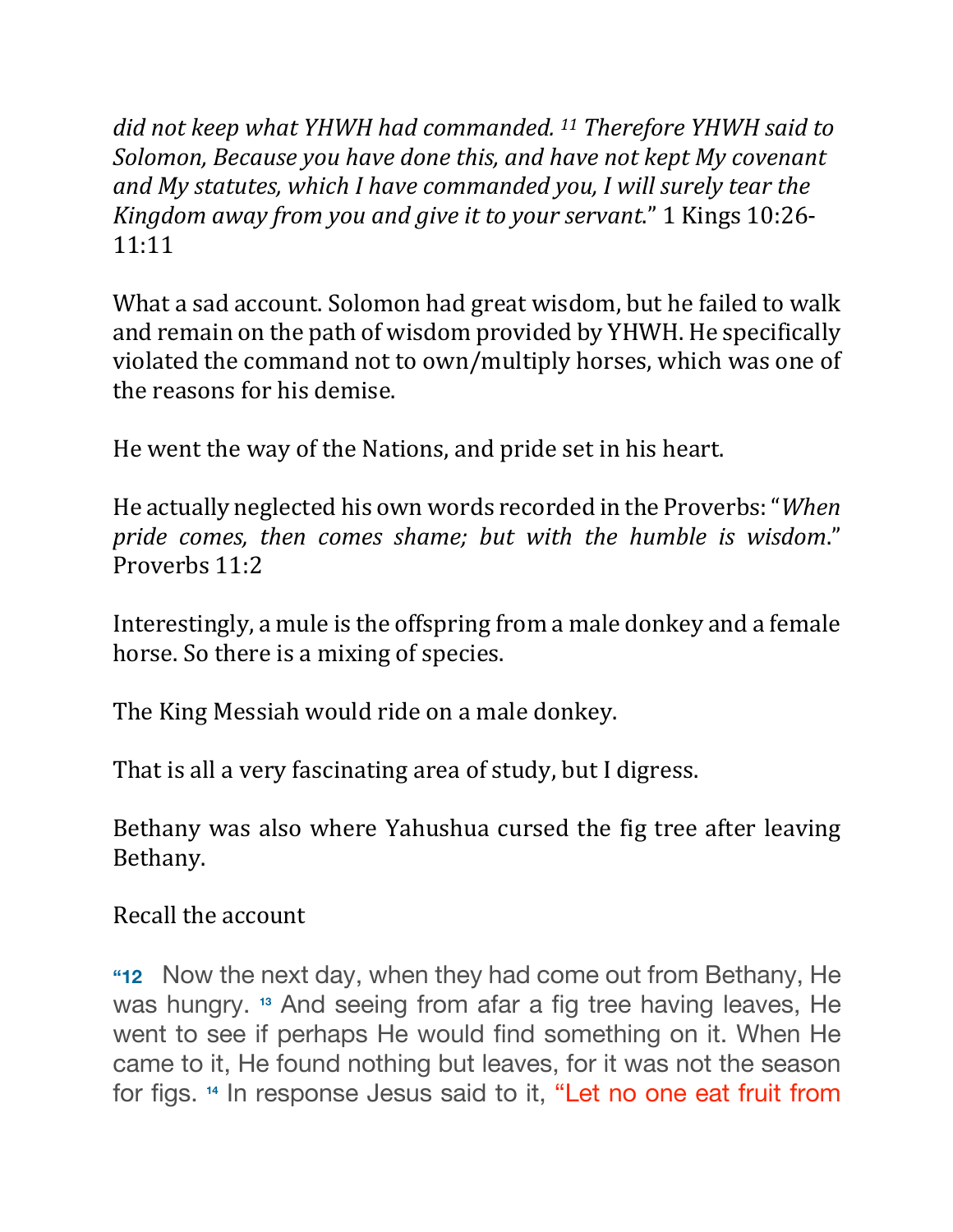*did not keep what YHWH had commanded. 11 Therefore YHWH said to Solomon, Because you have done this, and have not kept My covenant and My statutes, which I have commanded you, I will surely tear the Kingdom away from you and give it to your servant.*" 1 Kings 10:26-11:11

What a sad account. Solomon had great wisdom, but he failed to walk and remain on the path of wisdom provided by YHWH. He specifically violated the command not to own/multiply horses, which was one of the reasons for his demise.

He went the way of the Nations, and pride set in his heart.

He actually neglected his own words recorded in the Proverbs: "*When pride comes, then comes shame; but with the humble is wisdom*." Proverbs 11:2

Interestingly, a mule is the offspring from a male donkey and a female horse. So there is a mixing of species.

The King Messiah would ride on a male donkey.

That is all a very fascinating area of study, but I digress.

Bethany was also where Yahushua cursed the fig tree after leaving Bethany.

Recall the account

"**12** Now the next day, when they had come out from Bethany, He was hungry. **13** And seeing from afar a fig tree having leaves, He went to see if perhaps He would find something on it. When He came to it, He found nothing but leaves, for it was not the season for figs. **14** In response Jesus said to it, "Let no one eat fruit from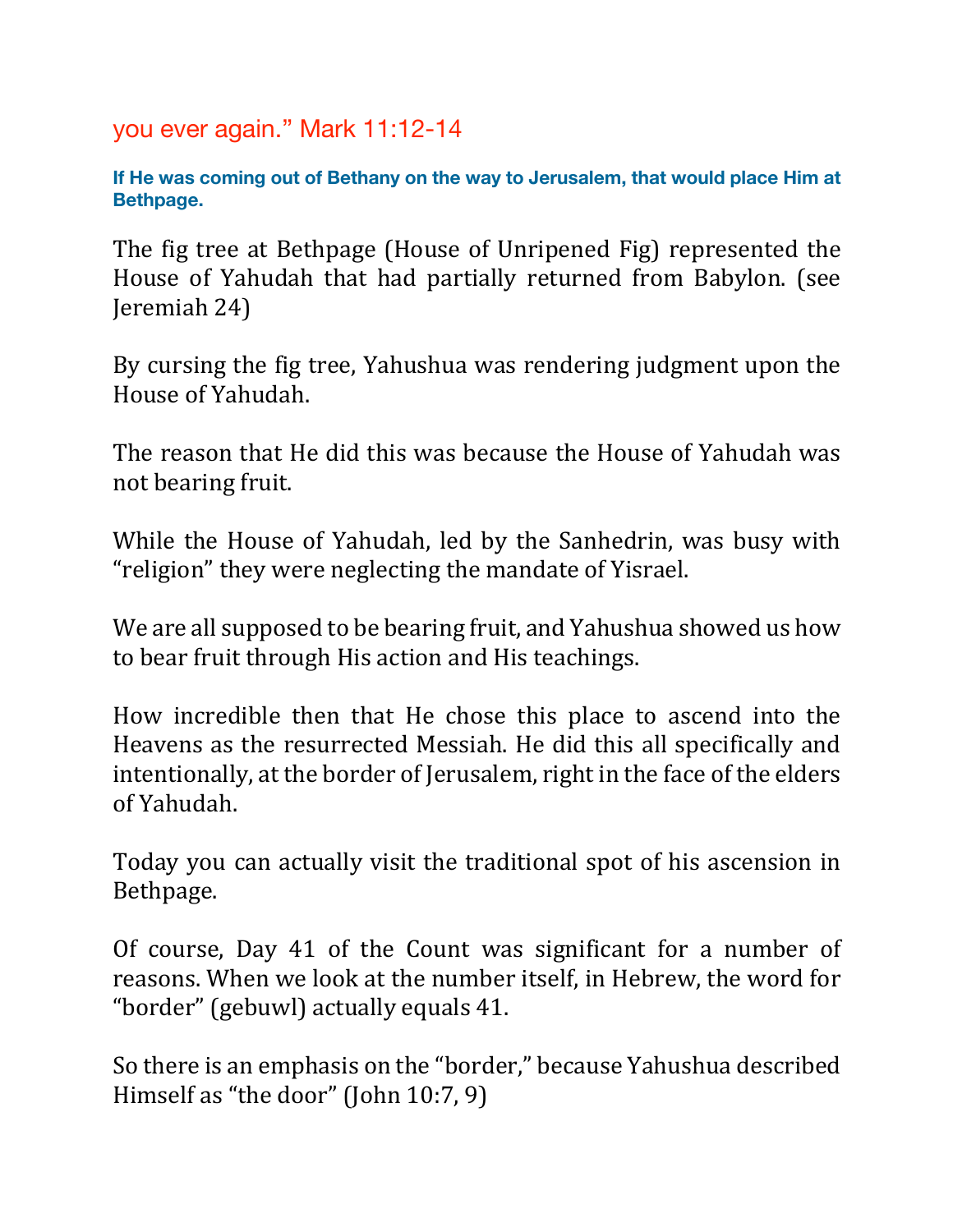you ever again." Mark 11:12-14

**If He was coming out of Bethany on the way to Jerusalem, that would place Him at Bethpage.**

The fig tree at Bethpage (House of Unripened Fig) represented the House of Yahudah that had partially returned from Babylon. (see Jeremiah 24)

By cursing the fig tree, Yahushua was rendering judgment upon the House of Yahudah.

The reason that He did this was because the House of Yahudah was not bearing fruit.

While the House of Yahudah, led by the Sanhedrin, was busy with "religion" they were neglecting the mandate of Yisrael.

We are all supposed to be bearing fruit, and Yahushua showed us how to bear fruit through His action and His teachings.

How incredible then that He chose this place to ascend into the Heavens as the resurrected Messiah. He did this all specifically and intentionally, at the border of Jerusalem, right in the face of the elders of Yahudah.

Today you can actually visit the traditional spot of his ascension in Bethpage.

Of course, Day 41 of the Count was significant for a number of reasons. When we look at the number itself, in Hebrew, the word for "border" (gebuwl) actually equals 41.

So there is an emphasis on the "border," because Yahushua described Himself as "the door" (John 10:7, 9)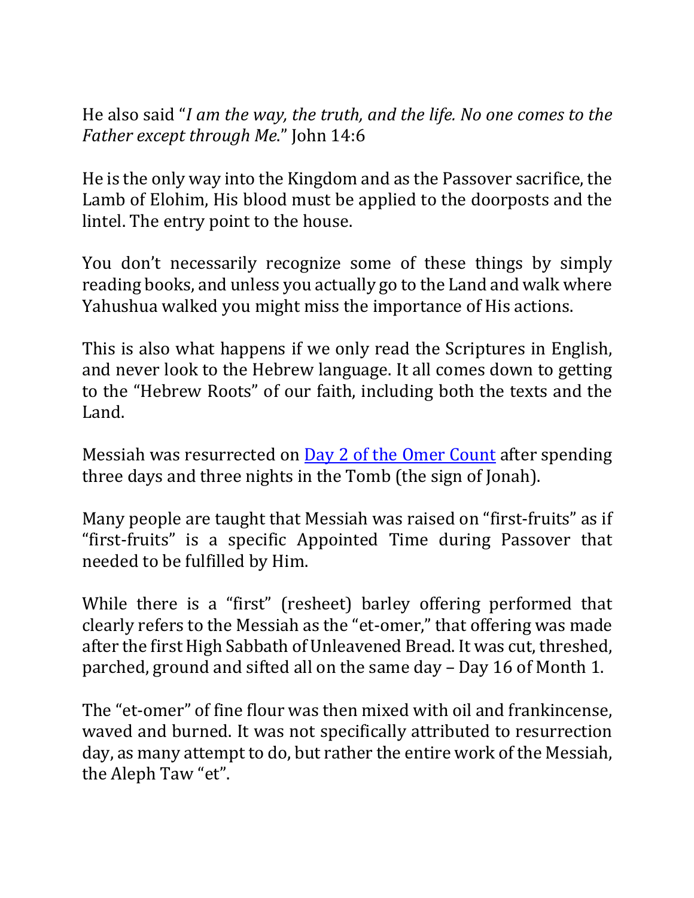He also said "*I am the way, the truth, and the life. No one comes to the Father except through Me*." John 14:6

He is the only way into the Kingdom and as the Passover sacrifice, the Lamb of Elohim, His blood must be applied to the doorposts and the lintel. The entry point to the house.

You don't necessarily recognize some of these things by simply reading books, and unless you actually go to the Land and walk where Yahushua walked you might miss the importance of His actions.

This is also what happens if we only read the Scriptures in English, and never look to the Hebrew language. It all comes down to getting to the "Hebrew Roots" of our faith, including both the texts and the Land.

Messiah was resurrected on Day 2 of the Omer Count after spending three days and three nights in the Tomb (the sign of Jonah).

Many people are taught that Messiah was raised on "first-fruits" as if "first-fruits" is a specific Appointed Time during Passover that needed to be fulfilled by Him.

While there is a "first" (resheet) barley offering performed that clearly refers to the Messiah as the "et-omer," that offering was made after the first High Sabbath of Unleavened Bread. It was cut, threshed, parched, ground and sifted all on the same day – Day 16 of Month 1.

The "et-omer" of fine flour was then mixed with oil and frankincense, waved and burned. It was not specifically attributed to resurrection day, as many attempt to do, but rather the entire work of the Messiah, the Aleph Taw "et".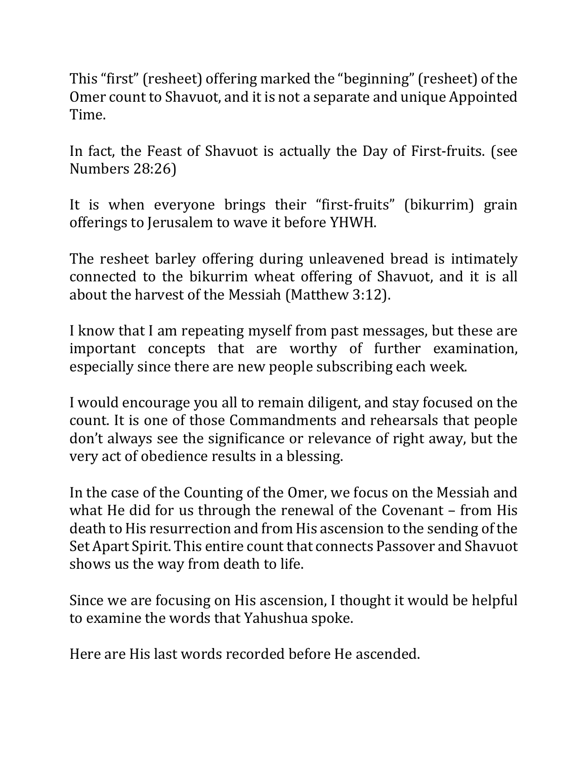This “first” (resheet) offering marked the “beginning” (resheet) of the Omer count to Shavuot, and it is not a separate and unique Appointed Time.

In fact, the Feast of Shavuot is actually the Day of First-fruits. (see Numbers 28:26)

It is when everyone brings their “first-fruits” (bikurrim) grain offerings to Jerusalem to wave it before YHWH.

The resheet barley offering during unleavened bread is intimately connected to the bikurrim wheat offering of Shavuot, and it is all about the harvest of the Messiah (Matthew 3:12).

I know that I am repeating myself from past messages, but these are important concepts that are worthy of further examination, especially since there are new people subscribing each week.

I would encourage you all to remain diligent, and stay focused on the count. It is one of those Commandments and rehearsals that people don’t always see the significance or relevance of right away, but the very act of obedience results in a blessing.

In the case of the Counting of the Omer, we focus on the Messiah and what He did for us through the renewal of the Covenant – from His death to His resurrection and from His ascension to the sending of the Set Apart Spirit. This entire count that connects Passover and Shavuot shows us the way from death to life.

Since we are focusing on His ascension, I thought it would be helpful to examine the words that Yahushua spoke.

Here are His last words recorded before He ascended.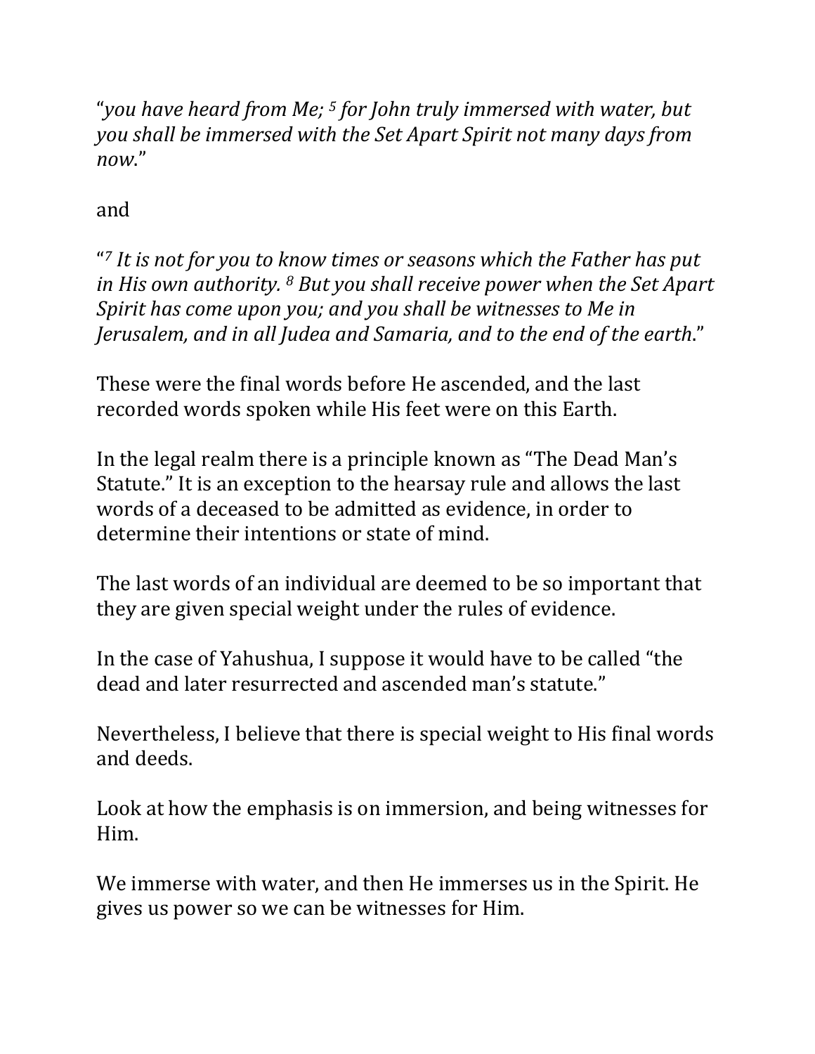"*you have heard from Me; [5] for John truly immersed with water, but you shall be immersed with the Set Apart Spirit not many days from now*."

and

"*[7] It is not for you to know times or seasons which the Father has put in His own authority. [8] But you shall receive power when the Set Apart Spirit has come upon you; and you shall be witnesses to Me in Jerusalem, and in all Judea and Samaria, and to the end of the earth*."

These were the final words before He ascended, and the last recorded words spoken while His feet were on this Earth.

In the legal realm there is a principle known as "The Dead Man's Statute." It is an exception to the hearsay rule and allows the last words of a deceased to be admitted as evidence, in order to determine their intentions or state of mind.

The last words of an individual are deemed to be so important that they are given special weight under the rules of evidence.

In the case of Yahushua, I suppose it would have to be called "the dead and later resurrected and ascended man's statute."

Nevertheless, I believe that there is special weight to His final words and deeds.

Look at how the emphasis is on immersion, and being witnesses for Him.

We immerse with water, and then He immerses us in the Spirit. He gives us power so we can be witnesses for Him.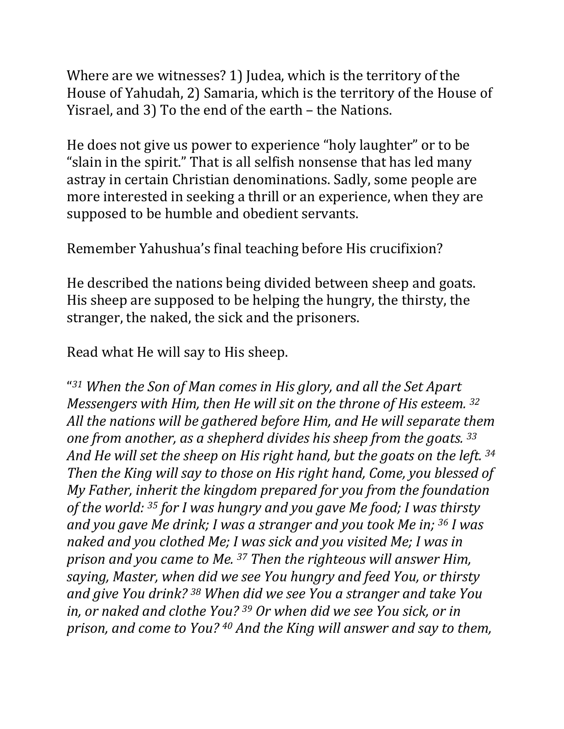Where are we witnesses? 1) Judea, which is the territory of the House of Yahudah, 2) Samaria, which is the territory of the House of Yisrael, and 3) To the end of the earth – the Nations.

He does not give us power to experience "holy laughter" or to be "slain in the spirit." That is all selfish nonsense that has led many astray in certain Christian denominations. Sadly, some people are more interested in seeking a thrill or an experience, when they are supposed to be humble and obedient servants.

Remember Yahushua's final teaching before His crucifixion?

He described the nations being divided between sheep and goats. His sheep are supposed to be helping the hungry, the thirsty, the stranger, the naked, the sick and the prisoners.

Read what He will say to His sheep.

"*31 When the Son of Man comes in His glory, and all the Set Apart Messengers with Him, then He will sit on the throne of His esteem. 32 All the nations will be gathered before Him, and He will separate them one from another, as a shepherd divides his sheep from the goats. 33 And He will set the sheep on His right hand, but the goats on the left. 34 Then the King will say to those on His right hand, Come, you blessed of My Father, inherit the kingdom prepared for you from the foundation of the world: 35 for I was hungry and you gave Me food; I was thirsty and you gave Me drink; I was a stranger and you took Me in; 36 I was naked and you clothed Me; I was sick and you visited Me; I was in prison and you came to Me. 37 Then the righteous will answer Him, saying, Master, when did we see You hungry and feed You, or thirsty and give You drink? 38 When did we see You a stranger and take You in, or naked and clothe You? 39 Or when did we see You sick, or in prison, and come to You? 40 And the King will answer and say to them,*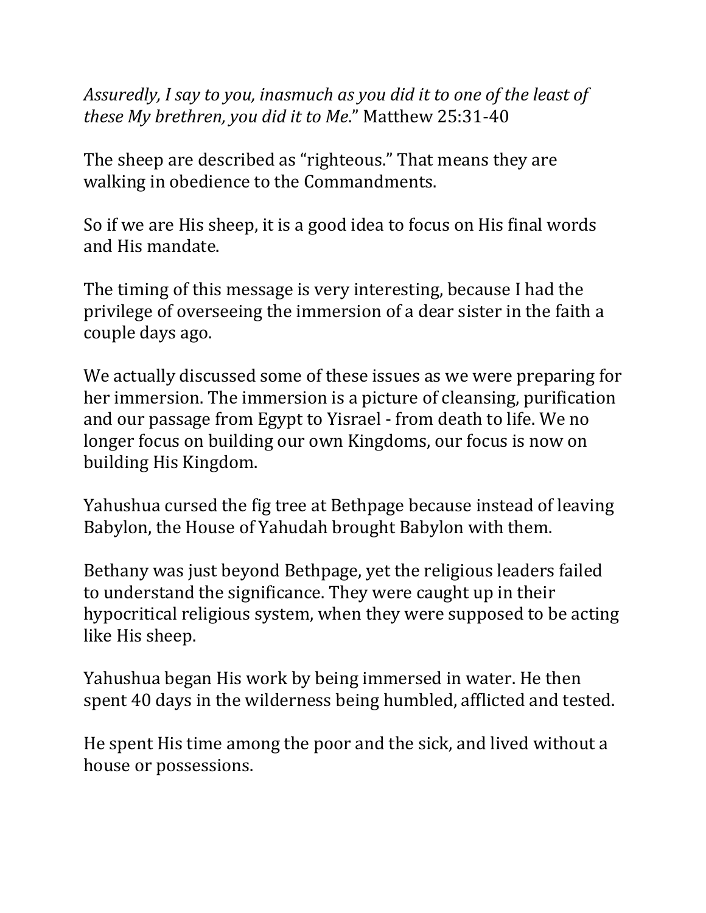*Assuredly, I say to you, inasmuch as you did it to one of the least of these My brethren, you did it to Me*." Matthew 25:31-40

The sheep are described as "righteous." That means they are walking in obedience to the Commandments.

So if we are His sheep, it is a good idea to focus on His final words and His mandate.

The timing of this message is very interesting, because I had the privilege of overseeing the immersion of a dear sister in the faith a couple days ago.

We actually discussed some of these issues as we were preparing for her immersion. The immersion is a picture of cleansing, purification and our passage from Egypt to Yisrael - from death to life. We no longer focus on building our own Kingdoms, our focus is now on building His Kingdom.

Yahushua cursed the fig tree at Bethpage because instead of leaving Babylon, the House of Yahudah brought Babylon with them.

Bethany was just beyond Bethpage, yet the religious leaders failed to understand the significance. They were caught up in their hypocritical religious system, when they were supposed to be acting like His sheep.

Yahushua began His work by being immersed in water. He then spent 40 days in the wilderness being humbled, afflicted and tested.

He spent His time among the poor and the sick, and lived without a house or possessions.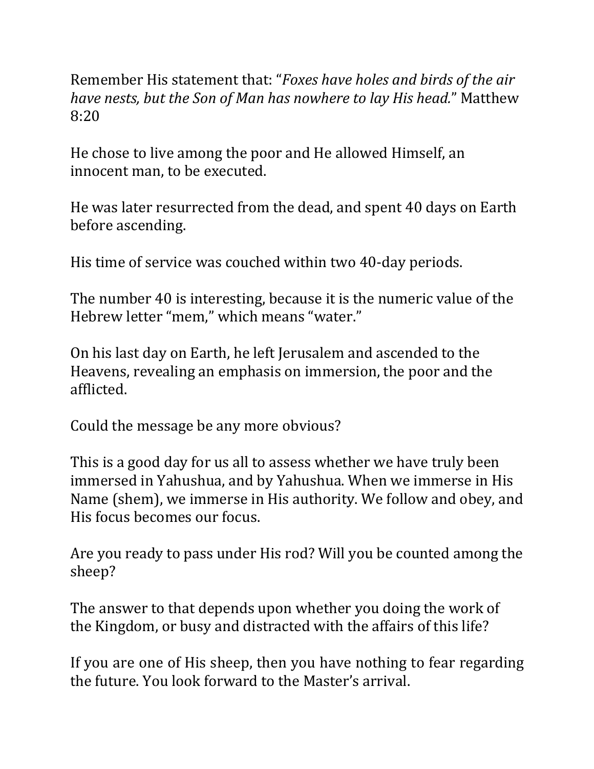Remember His statement that: "*Foxes have holes and birds of the air have nests, but the Son of Man has nowhere to lay His head.*" Matthew 8:20

He chose to live among the poor and He allowed Himself, an innocent man, to be executed.

He was later resurrected from the dead, and spent 40 days on Earth before ascending.

His time of service was couched within two 40-day periods.

The number 40 is interesting, because it is the numeric value of the Hebrew letter "mem," which means "water."

On his last day on Earth, he left Jerusalem and ascended to the Heavens, revealing an emphasis on immersion, the poor and the afflicted.

Could the message be any more obvious?

This is a good day for us all to assess whether we have truly been immersed in Yahushua, and by Yahushua. When we immerse in His Name (shem), we immerse in His authority. We follow and obey, and His focus becomes our focus.

Are you ready to pass under His rod? Will you be counted among the sheep?

The answer to that depends upon whether you doing the work of the Kingdom, or busy and distracted with the affairs of this life?

If you are one of His sheep, then you have nothing to fear regarding the future. You look forward to the Master's arrival.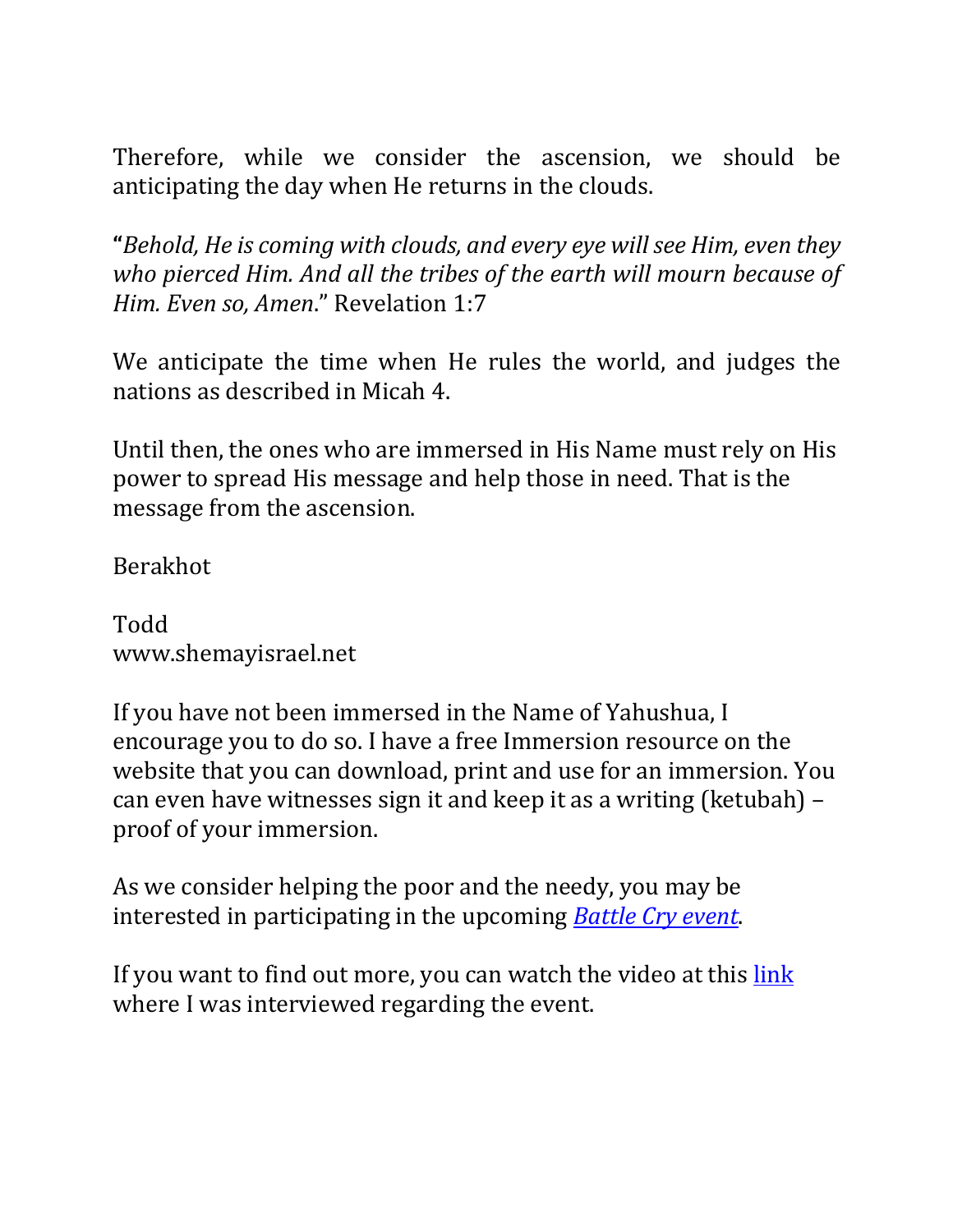Therefore, while we consider the ascension, we should be anticipating the day when He returns in the clouds.

**"***Behold, He is coming with clouds, and every eye will see Him, even they who pierced Him. And all the tribes of the earth will mourn because of Him. Even so, Amen*." Revelation 1:7

We anticipate the time when He rules the world, and judges the nations as described in Micah 4.

Until then, the ones who are immersed in His Name must rely on His power to spread His message and help those in need. That is the message from the ascension.

Berakhot

Todd
www.shemayisrael.net

If you have not been immersed in the Name of Yahushua, I encourage you to do so. I have a free Immersion resource on the website that you can download, print and use for an immersion. You can even have witnesses sign it and keep it as a writing (ketubah) – proof of your immersion.

As we consider helping the poor and the needy, you may be interested in participating in the upcoming *Battle Cry event*.

If you want to find out more, you can watch the video at this link where I was interviewed regarding the event.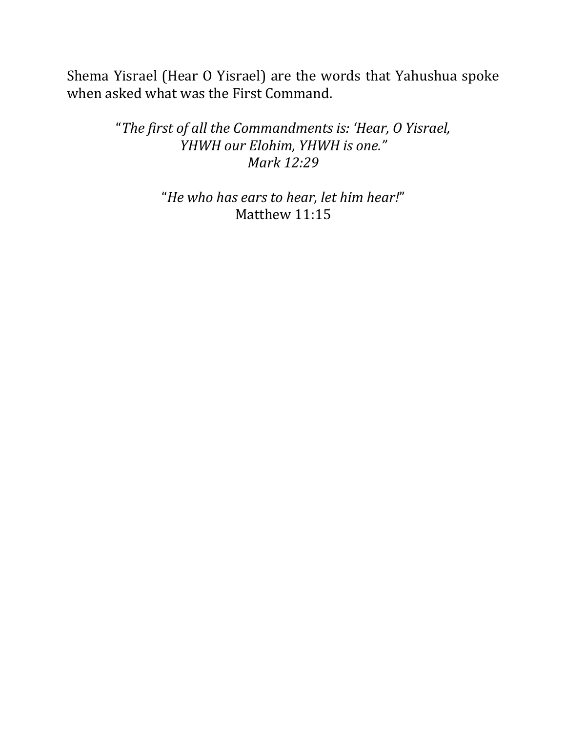Shema Yisrael (Hear O Yisrael) are the words that Yahushua spoke when asked what was the First Command.

"*The first of all the Commandments is: 'Hear, O Yisrael,*
*YHWH our Elohim, YHWH is one."*
*Mark 12:29*

"*He who has ears to hear, let him hear!*"
Matthew 11:15